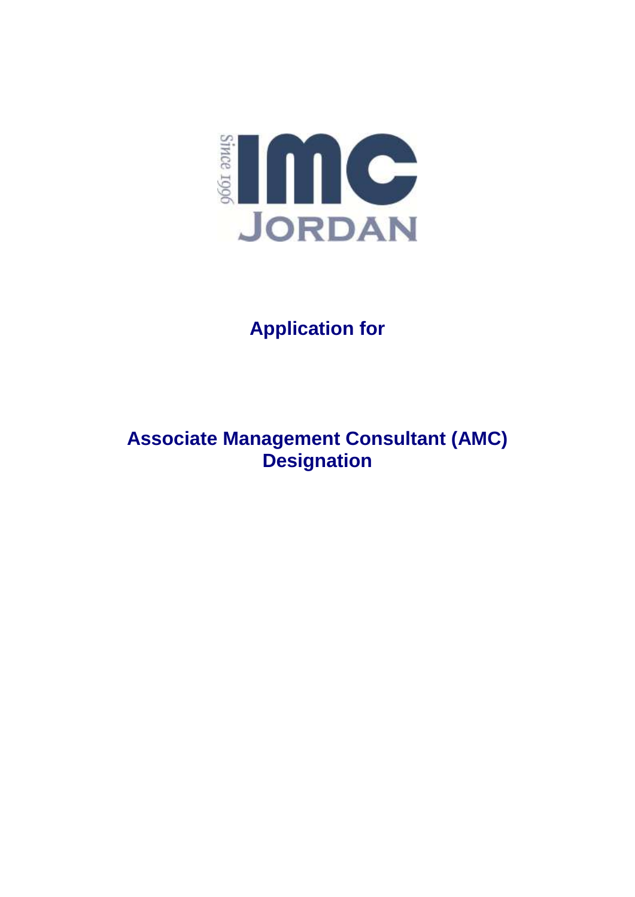Since 1996

**IMC**

**JORDAN**

# Application for

# Associate Management Consultant (AMC) Designation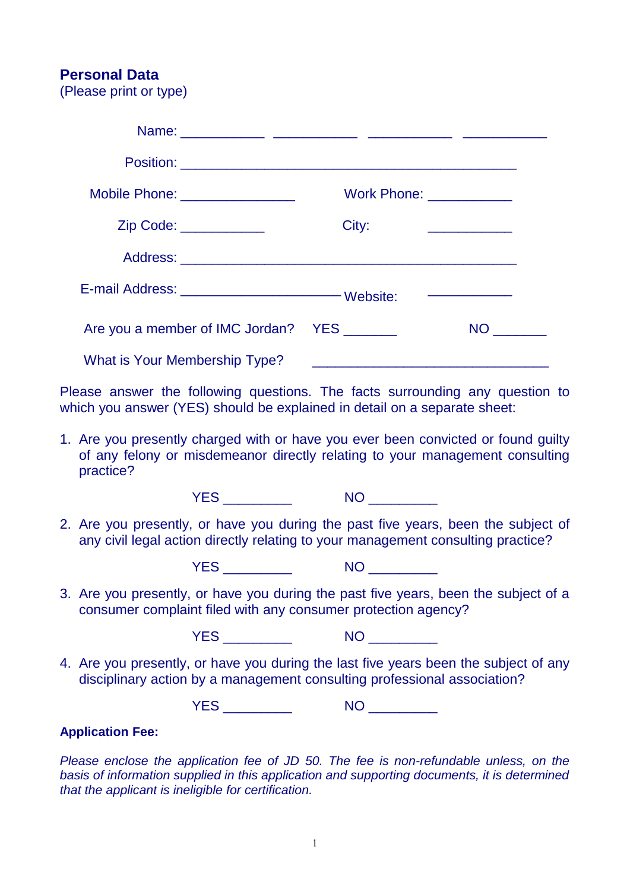## Personal Data

(Please print or type)

Name: ___________ ___________ ___________ ___________

Position: ____________________________________________

Mobile Phone: _______________ Work Phone: ___________

Zip Code: ___________ City: ___________

Address: ____________________________________________

E-mail Address: ____________________ Website: ___________

Are you a member of IMC Jordan? YES _______ NO _______

What is Your Membership Type? _______________________________

Please answer the following questions. The facts surrounding any question to which you answer (YES) should be explained in detail on a separate sheet:

1. Are you presently charged with or have you ever been convicted or found guilty of any felony or misdemeanor directly relating to your management consulting practice?

   YES _________ NO _________

2. Are you presently, or have you during the past five years, been the subject of any civil legal action directly relating to your management consulting practice?

   YES _________ NO _________

3. Are you presently, or have you during the past five years, been the subject of a consumer complaint filed with any consumer protection agency?

   YES _________ NO _________

4. Are you presently, or have you during the last five years been the subject of any disciplinary action by a management consulting professional association?

   YES _________ NO _________

**Application Fee:**

*Please enclose the application fee of JD 50. The fee is non-refundable unless, on the basis of information supplied in this application and supporting documents, it is determined that the applicant is ineligible for certification.*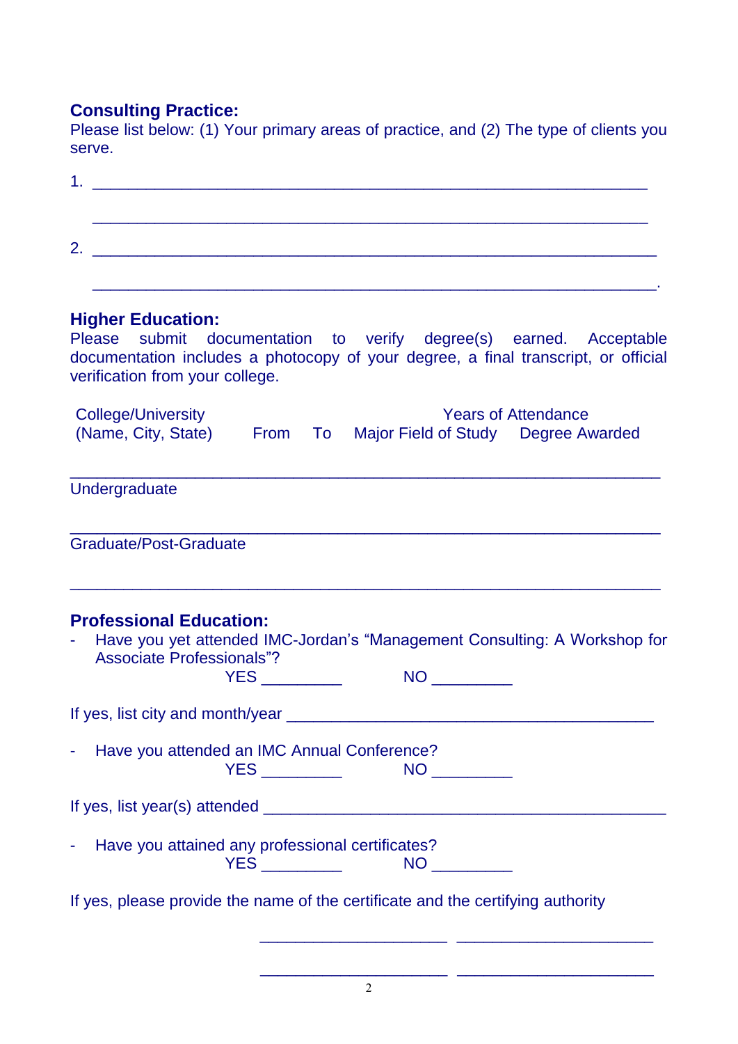## Consulting Practice:

Please list below: (1) Your primary areas of practice, and (2) The type of clients you serve.

1. ____________________________________________________________

   ____________________________________________________________

2. ____________________________________________________________

   ____________________________________________________________.

## Higher Education:

Please submit documentation to verify degree(s) earned. Acceptable documentation includes a photocopy of your degree, a final transcript, or official verification from your college.

| College/University (Name, City, State) | Years of Attendance From | To | Major Field of Study | Degree Awarded |
|---|---|---|---|---|
| Undergraduate | | | | |
| Graduate/Post-Graduate | | | | |

## Professional Education:

- Have you yet attended IMC-Jordan's "Management Consulting: A Workshop for Associate Professionals"?

  YES _________ NO _________

If yes, list city and month/year ________________________________________

- Have you attended an IMC Annual Conference?

  YES _________ NO _________

If yes, list year(s) attended ____________________________________________

- Have you attained any professional certificates?

  YES _________ NO _________

If yes, please provide the name of the certificate and the certifying authority

_____________________ ______________________

_____________________ ______________________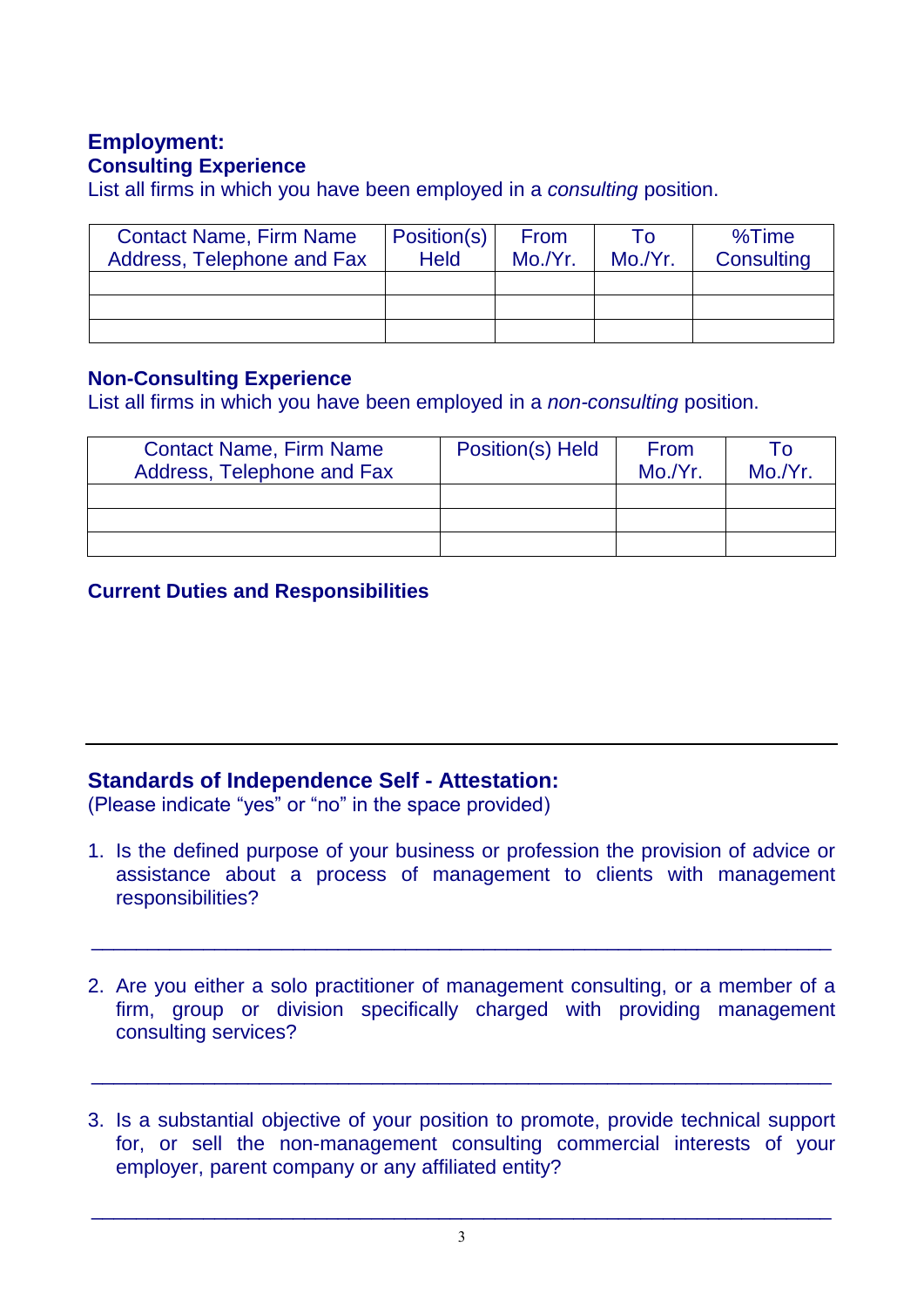## Employment:

### Consulting Experience

List all firms in which you have been employed in a *consulting* position.

| Contact Name, Firm Name Address, Telephone and Fax | Position(s) Held | From Mo./Yr. | To Mo./Yr. | %Time Consulting |
|---|---|---|---|---|
| | | | | |
| | | | | |
| | | | | |

### Non-Consulting Experience

List all firms in which you have been employed in a *non-consulting* position.

| Contact Name, Firm Name Address, Telephone and Fax | Position(s) Held | From Mo./Yr. | To Mo./Yr. |
|---|---|---|---|
| | | | |
| | | | |
| | | | |

### Current Duties and Responsibilities

---

## Standards of Independence Self - Attestation:

(Please indicate "yes" or "no" in the space provided)

1. Is the defined purpose of your business or profession the provision of advice or assistance about a process of management to clients with management responsibilities?

   ______________________________________________________________

2. Are you either a solo practitioner of management consulting, or a member of a firm, group or division specifically charged with providing management consulting services?

   ______________________________________________________________

3. Is a substantial objective of your position to promote, provide technical support for, or sell the non-management consulting commercial interests of your employer, parent company or any affiliated entity?

   ______________________________________________________________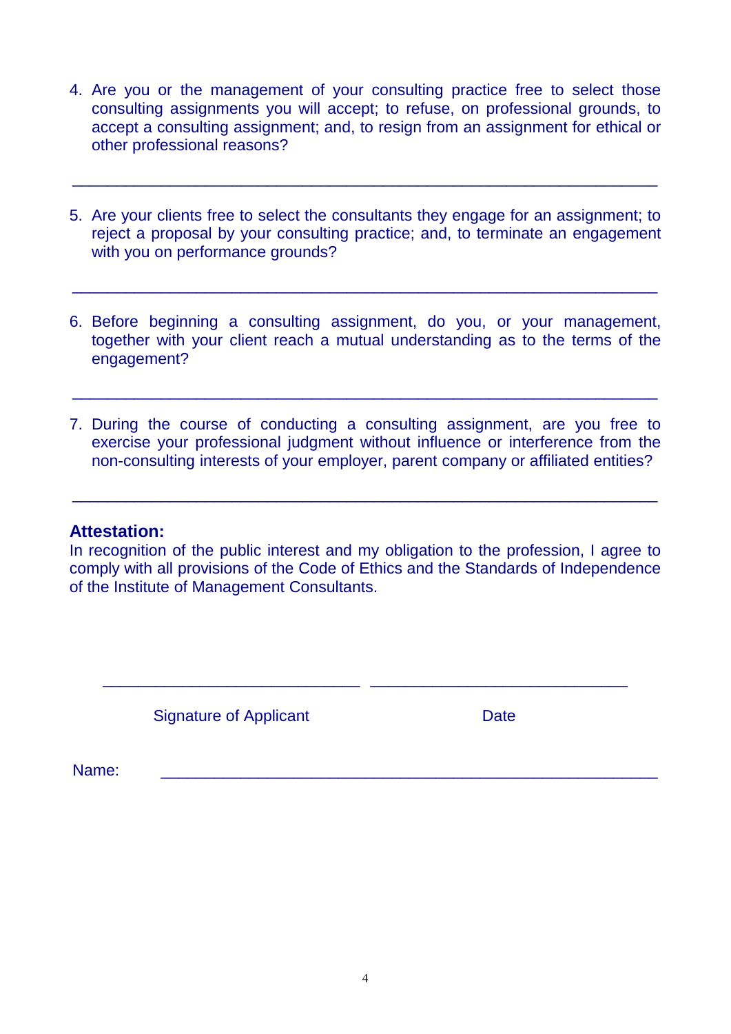4. Are you or the management of your consulting practice free to select those consulting assignments you will accept; to refuse, on professional grounds, to accept a consulting assignment; and, to resign from an assignment for ethical or other professional reasons?

_______________________________________________________________

5. Are your clients free to select the consultants they engage for an assignment; to reject a proposal by your consulting practice; and, to terminate an engagement with you on performance grounds?

_______________________________________________________________

6. Before beginning a consulting assignment, do you, or your management, together with your client reach a mutual understanding as to the terms of the engagement?

_______________________________________________________________

7. During the course of conducting a consulting assignment, are you free to exercise your professional judgment without influence or interference from the non-consulting interests of your employer, parent company or affiliated entities?

_______________________________________________________________

**Attestation:**

In recognition of the public interest and my obligation to the profession, I agree to comply with all provisions of the Code of Ethics and the Standards of Independence of the Institute of Management Consultants.

_____________________________ _____________________________

Signature of Applicant Date

Name: _______________________________________________________